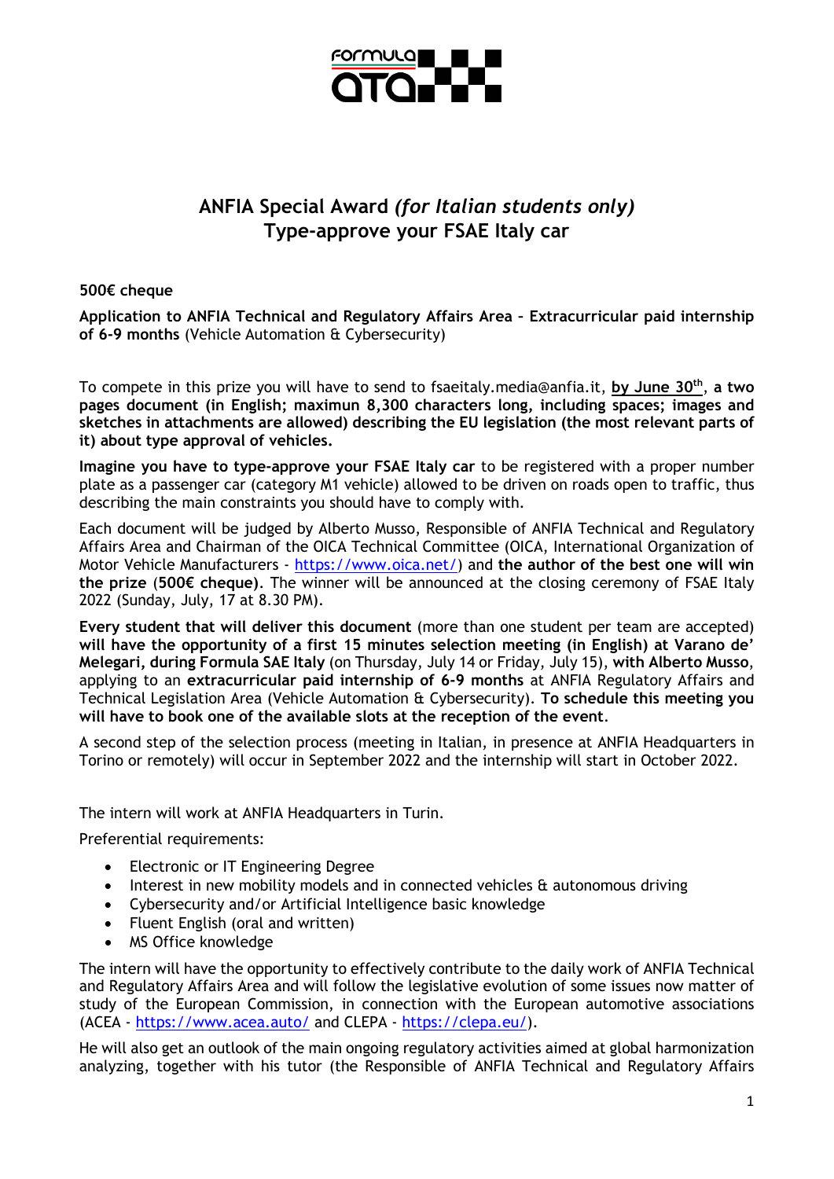# ANFIA Special Award *(for Italian students only)*
# Type-approve your FSAE Italy car

**500€ cheque**

**Application to ANFIA Technical and Regulatory Affairs Area – Extracurricular paid internship of 6-9 months** (Vehicle Automation & Cybersecurity)

To compete in this prize you will have to send to fsaeitaly.media@anfia.it, **by June 30th**, **a two pages document (in English; maximun 8,300 characters long, including spaces; images and sketches in attachments are allowed) describing the EU legislation (the most relevant parts of it) about type approval of vehicles.**

**Imagine you have to type-approve your FSAE Italy car** to be registered with a proper number plate as a passenger car (category M1 vehicle) allowed to be driven on roads open to traffic, thus describing the main constraints you should have to comply with.

Each document will be judged by Alberto Musso, Responsible of ANFIA Technical and Regulatory Affairs Area and Chairman of the OICA Technical Committee (OICA, International Organization of Motor Vehicle Manufacturers - https://www.oica.net/) and **the author of the best one will win the prize** (**500€ cheque)**. The winner will be announced at the closing ceremony of FSAE Italy 2022 (Sunday, July, 17 at 8.30 PM).

**Every student that will deliver this document** (more than one student per team are accepted) **will have the opportunity of a first 15 minutes selection meeting (in English) at Varano de' Melegari, during Formula SAE Italy** (on Thursday, July 14 or Friday, July 15), **with Alberto Musso**, applying to an **extracurricular paid internship of 6-9 months** at ANFIA Regulatory Affairs and Technical Legislation Area (Vehicle Automation & Cybersecurity). **To schedule this meeting you will have to book one of the available slots at the reception of the event**.

A second step of the selection process (meeting in Italian, in presence at ANFIA Headquarters in Torino or remotely) will occur in September 2022 and the internship will start in October 2022.

The intern will work at ANFIA Headquarters in Turin.

Preferential requirements:

- Electronic or IT Engineering Degree
- Interest in new mobility models and in connected vehicles & autonomous driving
- Cybersecurity and/or Artificial Intelligence basic knowledge
- Fluent English (oral and written)
- MS Office knowledge

The intern will have the opportunity to effectively contribute to the daily work of ANFIA Technical and Regulatory Affairs Area and will follow the legislative evolution of some issues now matter of study of the European Commission, in connection with the European automotive associations (ACEA - https://www.acea.auto/ and CLEPA - https://clepa.eu/).

He will also get an outlook of the main ongoing regulatory activities aimed at global harmonization analyzing, together with his tutor (the Responsible of ANFIA Technical and Regulatory Affairs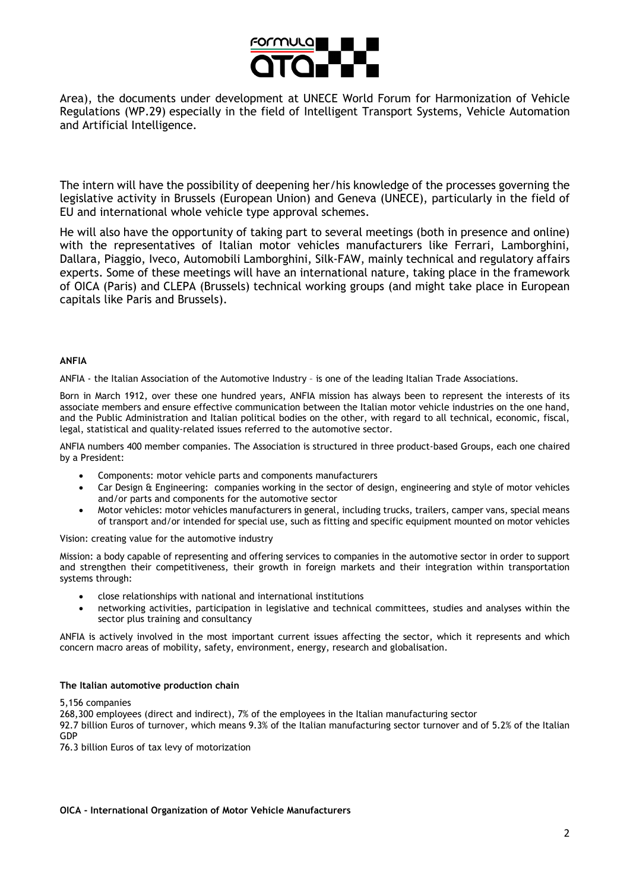Area), the documents under development at UNECE World Forum for Harmonization of Vehicle Regulations (WP.29) especially in the field of Intelligent Transport Systems, Vehicle Automation and Artificial Intelligence.

The intern will have the possibility of deepening her/his knowledge of the processes governing the legislative activity in Brussels (European Union) and Geneva (UNECE), particularly in the field of EU and international whole vehicle type approval schemes.

He will also have the opportunity of taking part to several meetings (both in presence and online) with the representatives of Italian motor vehicles manufacturers like Ferrari, Lamborghini, Dallara, Piaggio, Iveco, Automobili Lamborghini, Silk-FAW, mainly technical and regulatory affairs experts. Some of these meetings will have an international nature, taking place in the framework of OICA (Paris) and CLEPA (Brussels) technical working groups (and might take place in European capitals like Paris and Brussels).

**ANFIA**

ANFIA - the Italian Association of the Automotive Industry – is one of the leading Italian Trade Associations.

Born in March 1912, over these one hundred years, ANFIA mission has always been to represent the interests of its associate members and ensure effective communication between the Italian motor vehicle industries on the one hand, and the Public Administration and Italian political bodies on the other, with regard to all technical, economic, fiscal, legal, statistical and quality-related issues referred to the automotive sector.

ANFIA numbers 400 member companies. The Association is structured in three product-based Groups, each one chaired by a President:

- Components: motor vehicle parts and components manufacturers
- Car Design & Engineering: companies working in the sector of design, engineering and style of motor vehicles and/or parts and components for the automotive sector
- Motor vehicles: motor vehicles manufacturers in general, including trucks, trailers, camper vans, special means of transport and/or intended for special use, such as fitting and specific equipment mounted on motor vehicles

Vision: creating value for the automotive industry

Mission: a body capable of representing and offering services to companies in the automotive sector in order to support and strengthen their competitiveness, their growth in foreign markets and their integration within transportation systems through:

- close relationships with national and international institutions
- networking activities, participation in legislative and technical committees, studies and analyses within the sector plus training and consultancy

ANFIA is actively involved in the most important current issues affecting the sector, which it represents and which concern macro areas of mobility, safety, environment, energy, research and globalisation.

**The Italian automotive production chain**

5,156 companies
268,300 employees (direct and indirect), 7% of the employees in the Italian manufacturing sector
92.7 billion Euros of turnover, which means 9.3% of the Italian manufacturing sector turnover and of 5.2% of the Italian GDP
76.3 billion Euros of tax levy of motorization

**OICA - International Organization of Motor Vehicle Manufacturers**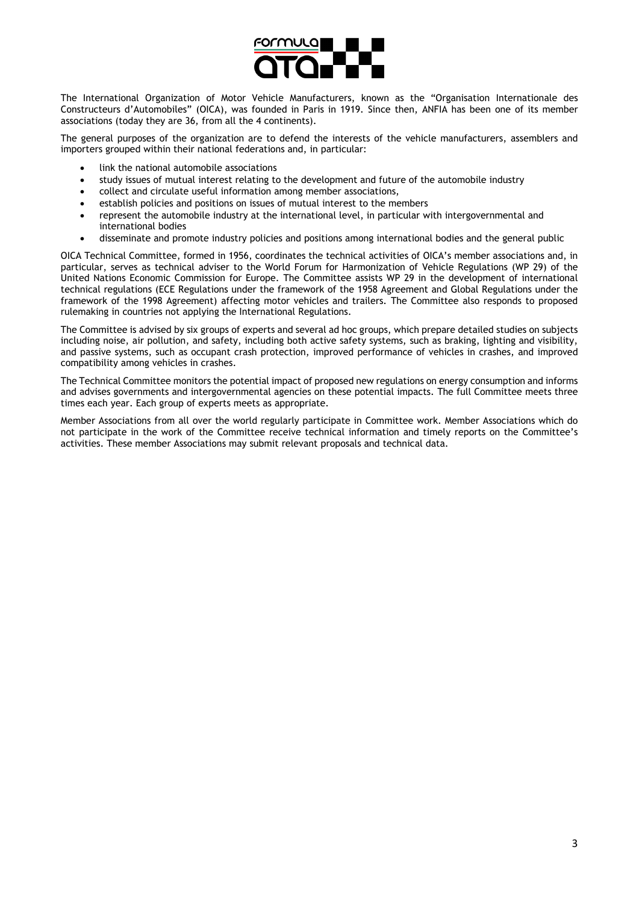The International Organization of Motor Vehicle Manufacturers, known as the "Organisation Internationale des Constructeurs d'Automobiles" (OICA), was founded in Paris in 1919. Since then, ANFIA has been one of its member associations (today they are 36, from all the 4 continents).

The general purposes of the organization are to defend the interests of the vehicle manufacturers, assemblers and importers grouped within their national federations and, in particular:

- link the national automobile associations
- study issues of mutual interest relating to the development and future of the automobile industry
- collect and circulate useful information among member associations,
- establish policies and positions on issues of mutual interest to the members
- represent the automobile industry at the international level, in particular with intergovernmental and international bodies
- disseminate and promote industry policies and positions among international bodies and the general public

OICA Technical Committee, formed in 1956, coordinates the technical activities of OICA's member associations and, in particular, serves as technical adviser to the World Forum for Harmonization of Vehicle Regulations (WP 29) of the United Nations Economic Commission for Europe. The Committee assists WP 29 in the development of international technical regulations (ECE Regulations under the framework of the 1958 Agreement and Global Regulations under the framework of the 1998 Agreement) affecting motor vehicles and trailers. The Committee also responds to proposed rulemaking in countries not applying the International Regulations.

The Committee is advised by six groups of experts and several ad hoc groups, which prepare detailed studies on subjects including noise, air pollution, and safety, including both active safety systems, such as braking, lighting and visibility, and passive systems, such as occupant crash protection, improved performance of vehicles in crashes, and improved compatibility among vehicles in crashes.

The Technical Committee monitors the potential impact of proposed new regulations on energy consumption and informs and advises governments and intergovernmental agencies on these potential impacts. The full Committee meets three times each year. Each group of experts meets as appropriate.

Member Associations from all over the world regularly participate in Committee work. Member Associations which do not participate in the work of the Committee receive technical information and timely reports on the Committee's activities. These member Associations may submit relevant proposals and technical data.